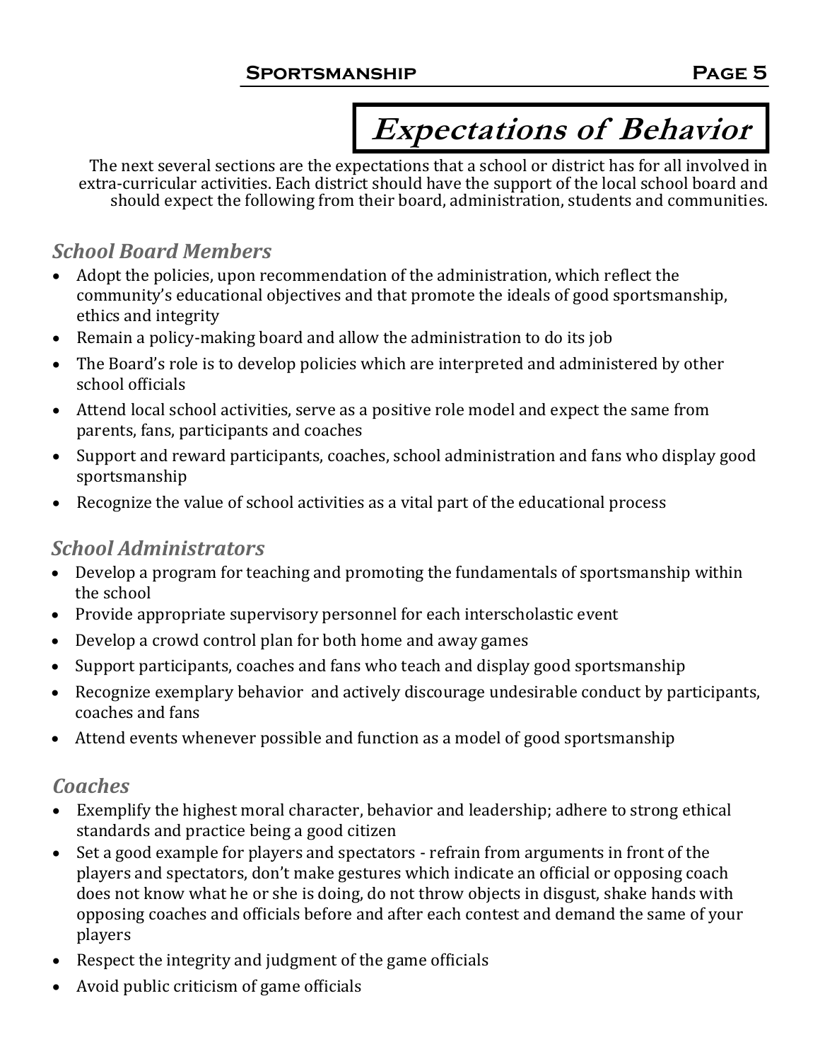# Expectations of Behavior

The next several sections are the expectations that a school or district has for all involved in extra-curricular activities. Each district should have the support of the local school board and should expect the following from their board, administration, students and communities.

### *School Board Members*

- Adopt the policies, upon recommendation of the administration, which reflect the community's educational objectives and that promote the ideals of good sportsmanship, ethics and integrity
- Remain a policy-making board and allow the administration to do its job
- The Board's role is to develop policies which are interpreted and administered by other school officials
- Attend local school activities, serve as a positive role model and expect the same from parents, fans, participants and coaches
- Support and reward participants, coaches, school administration and fans who display good sportsmanship
- Recognize the value of school activities as a vital part of the educational process

### *School Administrators*

- Develop a program for teaching and promoting the fundamentals of sportsmanship within the school
- Provide appropriate supervisory personnel for each interscholastic event
- Develop a crowd control plan for both home and away games
- Support participants, coaches and fans who teach and display good sportsmanship
- Recognize exemplary behavior and actively discourage undesirable conduct by participants, coaches and fans
- Attend events whenever possible and function as a model of good sportsmanship

### *Coaches*

- Exemplify the highest moral character, behavior and leadership; adhere to strong ethical standards and practice being a good citizen
- Set a good example for players and spectators - refrain from arguments in front of the players and spectators, don't make gestures which indicate an official or opposing coach does not know what he or she is doing, do not throw objects in disgust, shake hands with opposing coaches and officials before and after each contest and demand the same of your players
- Respect the integrity and judgment of the game officials
- Avoid public criticism of game officials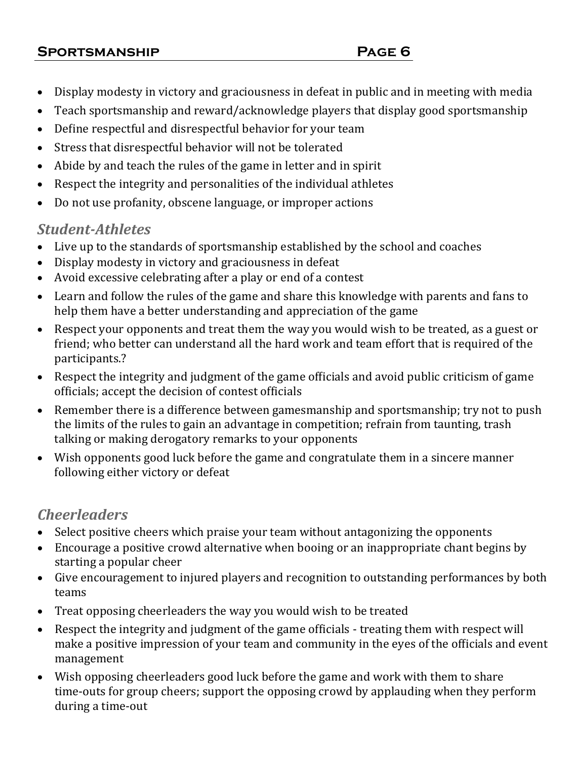- Display modesty in victory and graciousness in defeat in public and in meeting with media
- Teach sportsmanship and reward/acknowledge players that display good sportsmanship
- Define respectful and disrespectful behavior for your team
- Stress that disrespectful behavior will not be tolerated
- Abide by and teach the rules of the game in letter and in spirit
- Respect the integrity and personalities of the individual athletes
- Do not use profanity, obscene language, or improper actions

### *Student-Athletes*

- Live up to the standards of sportsmanship established by the school and coaches
- Display modesty in victory and graciousness in defeat
- Avoid excessive celebrating after a play or end of a contest
- Learn and follow the rules of the game and share this knowledge with parents and fans to help them have a better understanding and appreciation of the game
- Respect your opponents and treat them the way you would wish to be treated, as a guest or friend; who better can understand all the hard work and team effort that is required of the participants.?
- Respect the integrity and judgment of the game officials and avoid public criticism of game officials; accept the decision of contest officials
- Remember there is a difference between gamesmanship and sportsmanship; try not to push the limits of the rules to gain an advantage in competition; refrain from taunting, trash talking or making derogatory remarks to your opponents
- Wish opponents good luck before the game and congratulate them in a sincere manner following either victory or defeat

### *Cheerleaders*

- Select positive cheers which praise your team without antagonizing the opponents
- Encourage a positive crowd alternative when booing or an inappropriate chant begins by starting a popular cheer
- Give encouragement to injured players and recognition to outstanding performances by both teams
- Treat opposing cheerleaders the way you would wish to be treated
- Respect the integrity and judgment of the game officials - treating them with respect will make a positive impression of your team and community in the eyes of the officials and event management
- Wish opposing cheerleaders good luck before the game and work with them to share time-outs for group cheers; support the opposing crowd by applauding when they perform during a time-out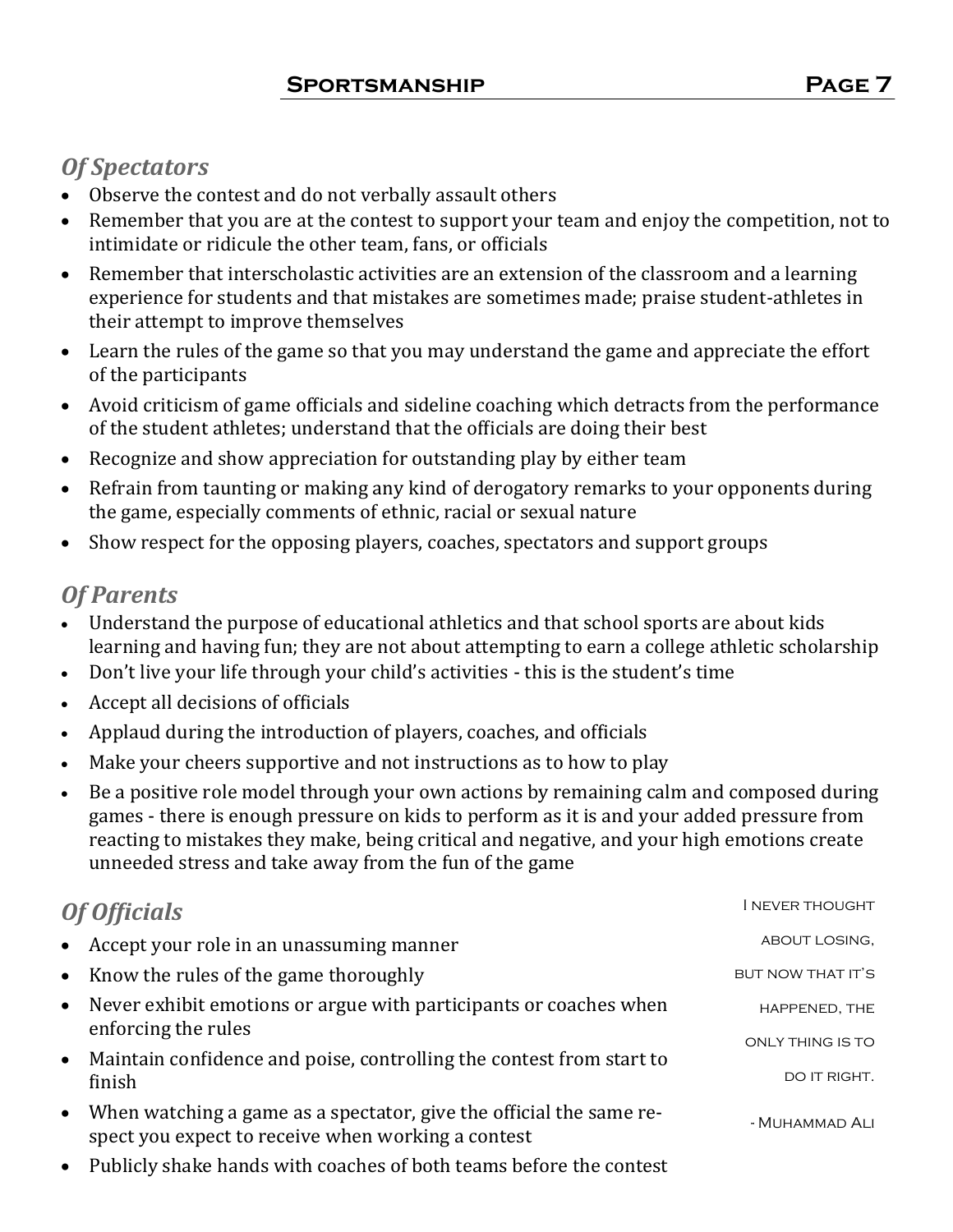### *Of Spectators*

- Observe the contest and do not verbally assault others
- Remember that you are at the contest to support your team and enjoy the competition, not to intimidate or ridicule the other team, fans, or officials
- Remember that interscholastic activities are an extension of the classroom and a learning experience for students and that mistakes are sometimes made; praise student-athletes in their attempt to improve themselves
- Learn the rules of the game so that you may understand the game and appreciate the effort of the participants
- Avoid criticism of game officials and sideline coaching which detracts from the performance of the student athletes; understand that the officials are doing their best
- Recognize and show appreciation for outstanding play by either team
- Refrain from taunting or making any kind of derogatory remarks to your opponents during the game, especially comments of ethnic, racial or sexual nature
- Show respect for the opposing players, coaches, spectators and support groups

### *Of Parents*

- Understand the purpose of educational athletics and that school sports are about kids learning and having fun; they are not about attempting to earn a college athletic scholarship
- Don't live your life through your child's activities - this is the student's time
- Accept all decisions of officials
- Applaud during the introduction of players, coaches, and officials
- Make your cheers supportive and not instructions as to how to play
- Be a positive role model through your own actions by remaining calm and composed during games - there is enough pressure on kids to perform as it is and your added pressure from reacting to mistakes they make, being critical and negative, and your high emotions create unneeded stress and take away from the fun of the game

### *Of Officials*

- Accept your role in an unassuming manner
- Know the rules of the game thoroughly
- Never exhibit emotions or argue with participants or coaches when enforcing the rules
- Maintain confidence and poise, controlling the contest from start to finish
- When watching a game as a spectator, give the official the same respect you expect to receive when working a contest
- Publicly shake hands with coaches of both teams before the contest

I never thought about losing, but now that it's happened, the only thing is to do it right.

- Muhammad Ali